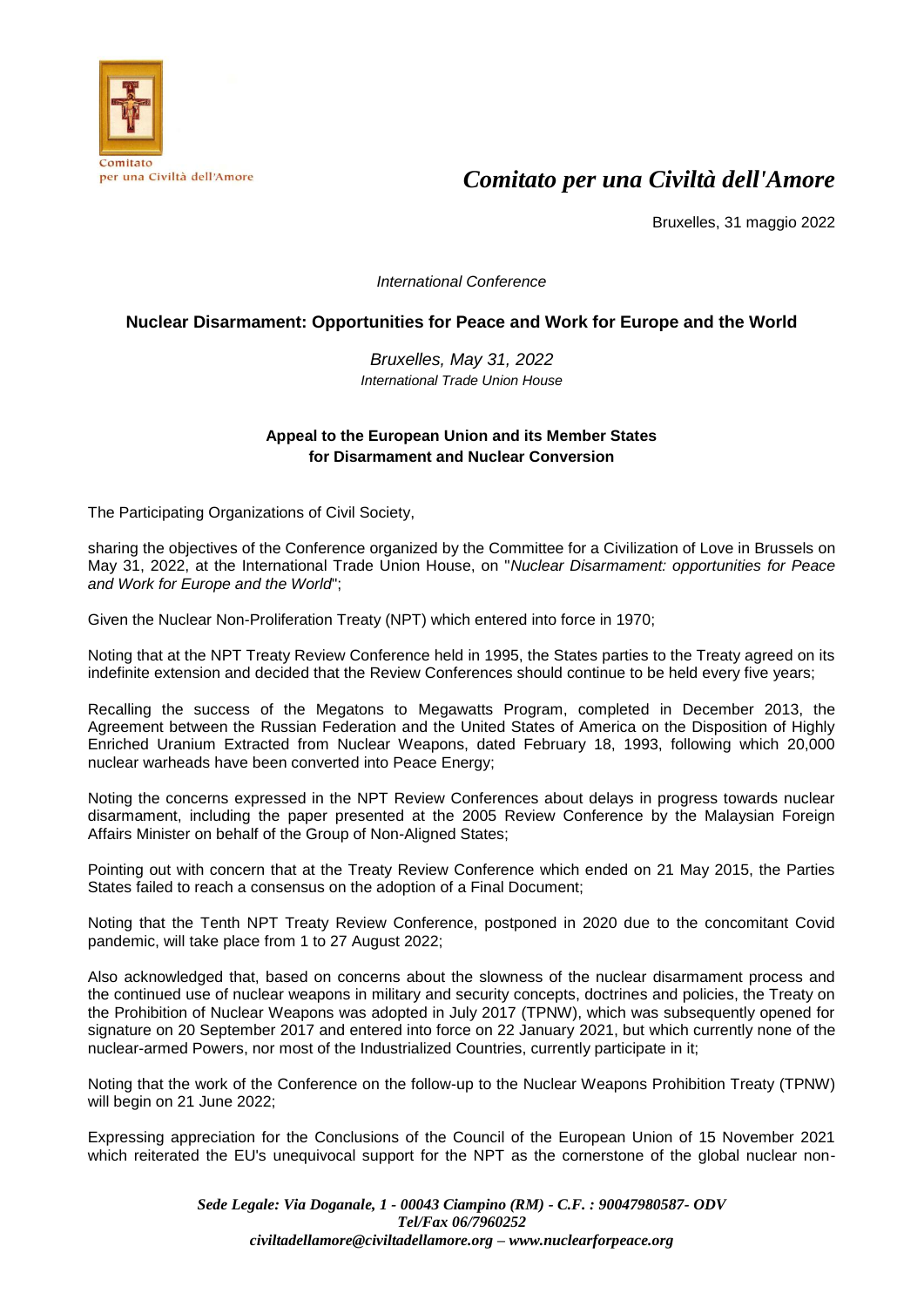Comitato per una Civiltà dell'Amore

*Comitato per una Civiltà dell'Amore*

Bruxelles, 31 maggio 2022

*International Conference*

## Nuclear Disarmament: Opportunities for Peace and Work for Europe and the World

*Bruxelles, May 31, 2022*
*International Trade Union House*

### Appeal to the European Union and its Member States for Disarmament and Nuclear Conversion

The Participating Organizations of Civil Society,

sharing the objectives of the Conference organized by the Committee for a Civilization of Love in Brussels on May 31, 2022, at the International Trade Union House, on "*Nuclear Disarmament: opportunities for Peace and Work for Europe and the World*";

Given the Nuclear Non-Proliferation Treaty (NPT) which entered into force in 1970;

Noting that at the NPT Treaty Review Conference held in 1995, the States parties to the Treaty agreed on its indefinite extension and decided that the Review Conferences should continue to be held every five years;

Recalling the success of the Megatons to Megawatts Program, completed in December 2013, the Agreement between the Russian Federation and the United States of America on the Disposition of Highly Enriched Uranium Extracted from Nuclear Weapons, dated February 18, 1993, following which 20,000 nuclear warheads have been converted into Peace Energy;

Noting the concerns expressed in the NPT Review Conferences about delays in progress towards nuclear disarmament, including the paper presented at the 2005 Review Conference by the Malaysian Foreign Affairs Minister on behalf of the Group of Non-Aligned States;

Pointing out with concern that at the Treaty Review Conference which ended on 21 May 2015, the Parties States failed to reach a consensus on the adoption of a Final Document;

Noting that the Tenth NPT Treaty Review Conference, postponed in 2020 due to the concomitant Covid pandemic, will take place from 1 to 27 August 2022;

Also acknowledged that, based on concerns about the slowness of the nuclear disarmament process and the continued use of nuclear weapons in military and security concepts, doctrines and policies, the Treaty on the Prohibition of Nuclear Weapons was adopted in July 2017 (TPNW), which was subsequently opened for signature on 20 September 2017 and entered into force on 22 January 2021, but which currently none of the nuclear-armed Powers, nor most of the Industrialized Countries, currently participate in it;

Noting that the work of the Conference on the follow-up to the Nuclear Weapons Prohibition Treaty (TPNW) will begin on 21 June 2022;

Expressing appreciation for the Conclusions of the Council of the European Union of 15 November 2021 which reiterated the EU's unequivocal support for the NPT as the cornerstone of the global nuclear non-

*Sede Legale: Via Doganale, 1 - 00043 Ciampino (RM) - C.F. : 90047980587- ODV*
*Tel/Fax 06/7960252*
*civiltadellamore@civiltadellamore.org – www.nuclearforpeace.org*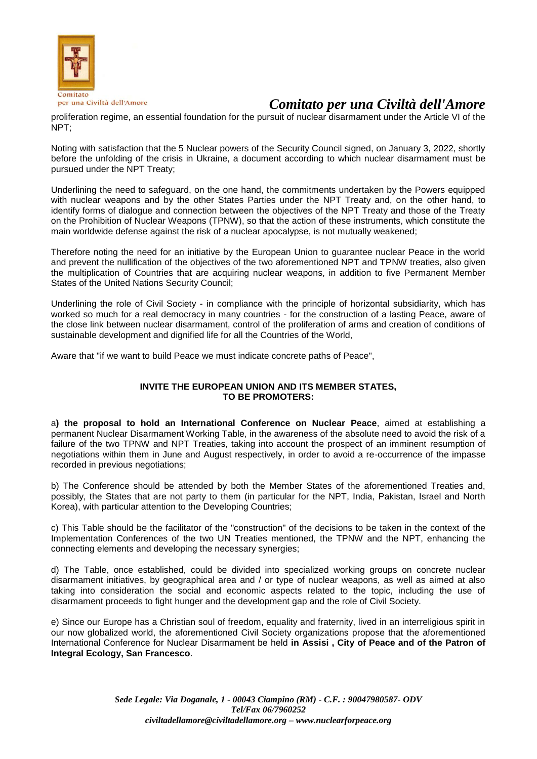proliferation regime, an essential foundation for the pursuit of nuclear disarmament under the Article VI of the NPT;

Noting with satisfaction that the 5 Nuclear powers of the Security Council signed, on January 3, 2022, shortly before the unfolding of the crisis in Ukraine, a document according to which nuclear disarmament must be pursued under the NPT Treaty;

Underlining the need to safeguard, on the one hand, the commitments undertaken by the Powers equipped with nuclear weapons and by the other States Parties under the NPT Treaty and, on the other hand, to identify forms of dialogue and connection between the objectives of the NPT Treaty and those of the Treaty on the Prohibition of Nuclear Weapons (TPNW), so that the action of these instruments, which constitute the main worldwide defense against the risk of a nuclear apocalypse, is not mutually weakened;

Therefore noting the need for an initiative by the European Union to guarantee nuclear Peace in the world and prevent the nullification of the objectives of the two aforementioned NPT and TPNW treaties, also given the multiplication of Countries that are acquiring nuclear weapons, in addition to five Permanent Member States of the United Nations Security Council;

Underlining the role of Civil Society - in compliance with the principle of horizontal subsidiarity, which has worked so much for a real democracy in many countries - for the construction of a lasting Peace, aware of the close link between nuclear disarmament, control of the proliferation of arms and creation of conditions of sustainable development and dignified life for all the Countries of the World,

Aware that "if we want to build Peace we must indicate concrete paths of Peace",

**INVITE THE EUROPEAN UNION AND ITS MEMBER STATES, TO BE PROMOTERS:**

a**) the proposal to hold an International Conference on Nuclear Peace**, aimed at establishing a permanent Nuclear Disarmament Working Table, in the awareness of the absolute need to avoid the risk of a failure of the two TPNW and NPT Treaties, taking into account the prospect of an imminent resumption of negotiations within them in June and August respectively, in order to avoid a re-occurrence of the impasse recorded in previous negotiations;

b) The Conference should be attended by both the Member States of the aforementioned Treaties and, possibly, the States that are not party to them (in particular for the NPT, India, Pakistan, Israel and North Korea), with particular attention to the Developing Countries;

c) This Table should be the facilitator of the "construction" of the decisions to be taken in the context of the Implementation Conferences of the two UN Treaties mentioned, the TPNW and the NPT, enhancing the connecting elements and developing the necessary synergies;

d) The Table, once established, could be divided into specialized working groups on concrete nuclear disarmament initiatives, by geographical area and / or type of nuclear weapons, as well as aimed at also taking into consideration the social and economic aspects related to the topic, including the use of disarmament proceeds to fight hunger and the development gap and the role of Civil Society.

e) Since our Europe has a Christian soul of freedom, equality and fraternity, lived in an interreligious spirit in our now globalized world, the aforementioned Civil Society organizations propose that the aforementioned International Conference for Nuclear Disarmament be held **in Assisi , City of Peace and of the Patron of Integral Ecology, San Francesco**.